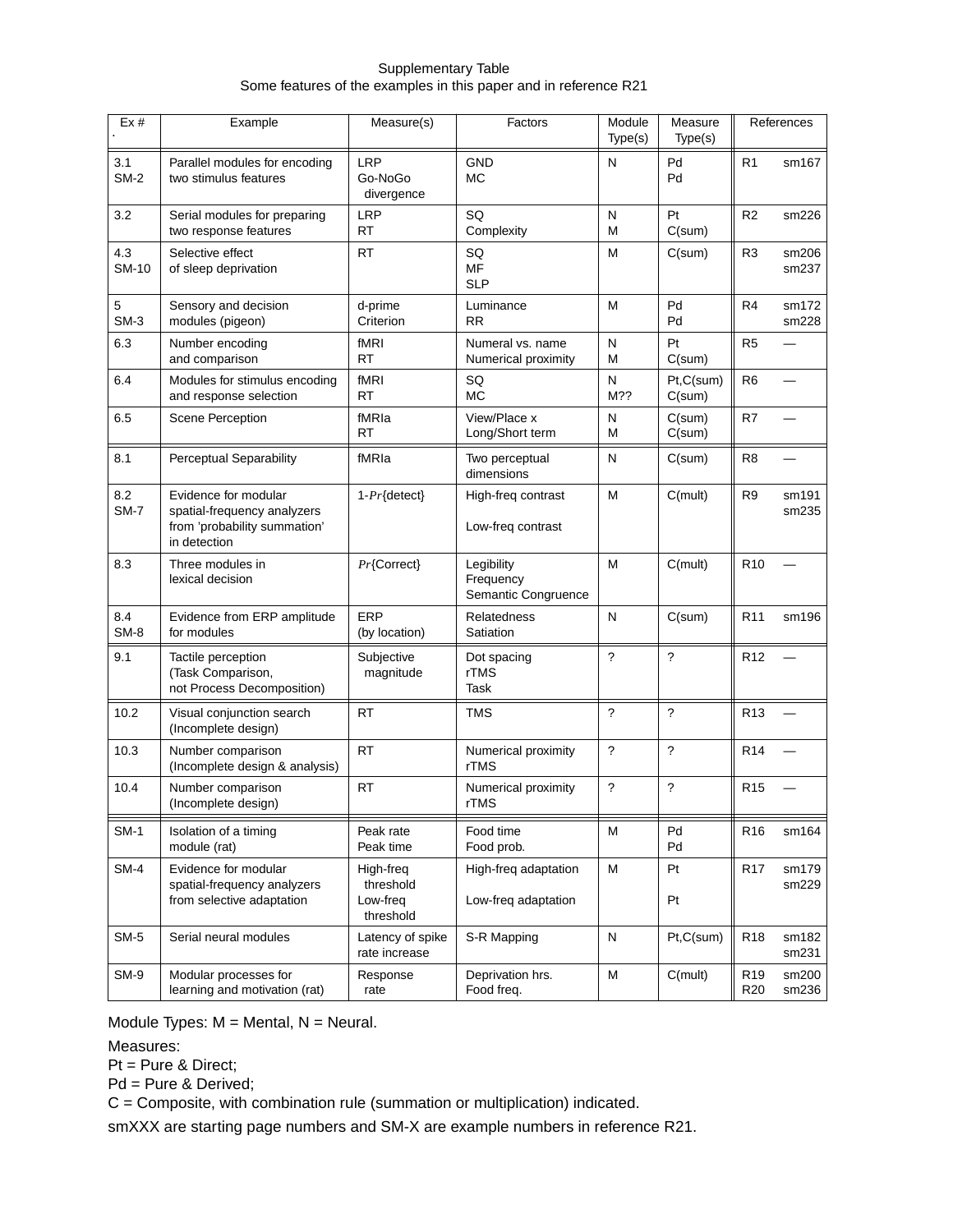Supplementary Table

Some features of the examples in this paper and in reference R21

| Ex # | Example | Measure(s) | Factors | Module Type(s) | Measure Type(s) | References | |
|---|---|---|---|---|---|---|---|
| 3.1<br>SM-2 | Parallel modules for encoding two stimulus features | LRP<br>Go-NoGo divergence | GND<br>MC | N | Pd<br>Pd | R1 | sm167 |
| 3.2 | Serial modules for preparing two response features | LRP<br>RT | SQ<br>Complexity | N<br>M | Pt<br>C(sum) | R2 | sm226 |
| 4.3<br>SM-10 | Selective effect of sleep deprivation | RT | SQ<br>MF<br>SLP | M | C(sum) | R3 | sm206<br>sm237 |
| 5<br>SM-3 | Sensory and decision modules (pigeon) | d-prime<br>Criterion | Luminance<br>RR | M | Pd<br>Pd | R4 | sm172<br>sm228 |
| 6.3 | Number encoding and comparison | fMRI<br>RT | Numeral vs. name<br>Numerical proximity | N<br>M | Pt<br>C(sum) | R5 | — |
| 6.4 | Modules for stimulus encoding and response selection | fMRI<br>RT | SQ<br>MC | N<br>M?? | Pt,C(sum)<br>C(sum) | R6 | — |
| 6.5 | Scene Perception | fMRIa<br>RT | View/Place x<br>Long/Short term | N<br>M | C(sum)<br>C(sum) | R7 | — |
| 8.1 | Perceptual Separability | fMRIa | Two perceptual dimensions | N | C(sum) | R8 | — |
| 8.2<br>SM-7 | Evidence for modular spatial-frequency analyzers from 'probability summation' in detection | 1-*Pr*{detect} | High-freq contrast<br>Low-freq contrast | M | C(mult) | R9 | sm191<br>sm235 |
| 8.3 | Three modules in lexical decision | *Pr*{Correct} | Legibility<br>Frequency<br>Semantic Congruence | M | C(mult) | R10 | — |
| 8.4<br>SM-8 | Evidence from ERP amplitude for modules | ERP<br>(by location) | Relatedness<br>Satiation | N | C(sum) | R11 | sm196 |
| 9.1 | Tactile perception<br>(Task Comparison, not Process Decomposition) | Subjective magnitude | Dot spacing<br>rTMS<br>Task | ? | ? | R12 | — |
| 10.2 | Visual conjunction search<br>(Incomplete design) | RT | TMS | ? | ? | R13 | — |
| 10.3 | Number comparison<br>(Incomplete design & analysis) | RT | Numerical proximity<br>rTMS | ? | ? | R14 | — |
| 10.4 | Number comparison<br>(Incomplete design) | RT | Numerical proximity<br>rTMS | ? | ? | R15 | — |
| SM-1 | Isolation of a timing module (rat) | Peak rate<br>Peak time | Food time<br>Food prob. | M | Pd<br>Pd | R16 | sm164 |
| SM-4 | Evidence for modular spatial-frequency analyzers from selective adaptation | High-freq threshold<br>Low-freq threshold | High-freq adaptation<br>Low-freq adaptation | M | Pt<br>Pt | R17 | sm179<br>sm229 |
| SM-5 | Serial neural modules | Latency of spike rate increase | S-R Mapping | N | Pt,C(sum) | R18 | sm182<br>sm231 |
| SM-9 | Modular processes for learning and motivation (rat) | Response rate | Deprivation hrs.<br>Food freq. | M | C(mult) | R19<br>R20 | sm200<br>sm236 |

Module Types: M = Mental, N = Neural.

Measures:
Pt = Pure & Direct;
Pd = Pure & Derived;
C = Composite, with combination rule (summation or multiplication) indicated.

smXXX are starting page numbers and SM-X are example numbers in reference R21.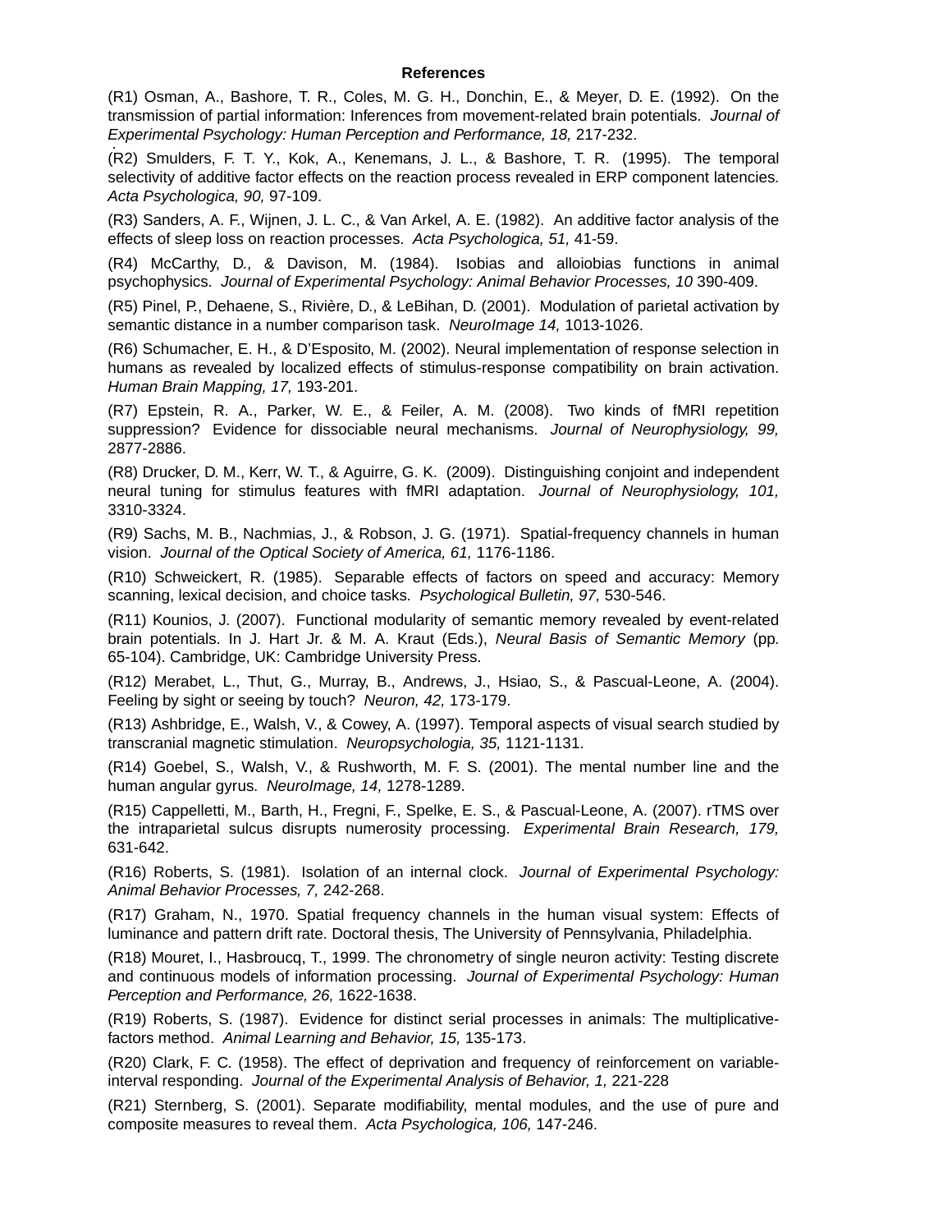**References**

(R1) Osman, A., Bashore, T. R., Coles, M. G. H., Donchin, E., & Meyer, D. E. (1992). On the transmission of partial information: Inferences from movement-related brain potentials. *Journal of Experimental Psychology: Human Perception and Performance, 18,* 217-232.

(R2) Smulders, F. T. Y., Kok, A., Kenemans, J. L., & Bashore, T. R. (1995). The temporal selectivity of additive factor effects on the reaction process revealed in ERP component latencies. *Acta Psychologica, 90,* 97-109.

(R3) Sanders, A. F., Wijnen, J. L. C., & Van Arkel, A. E. (1982). An additive factor analysis of the effects of sleep loss on reaction processes. *Acta Psychologica, 51,* 41-59.

(R4) McCarthy, D., & Davison, M. (1984). Isobias and alloiobias functions in animal psychophysics. *Journal of Experimental Psychology: Animal Behavior Processes, 10* 390-409.

(R5) Pinel, P., Dehaene, S., Rivière, D., & LeBihan, D. (2001). Modulation of parietal activation by semantic distance in a number comparison task. *NeuroImage 14,* 1013-1026.

(R6) Schumacher, E. H., & D'Esposito, M. (2002). Neural implementation of response selection in humans as revealed by localized effects of stimulus-response compatibility on brain activation. *Human Brain Mapping, 17,* 193-201.

(R7) Epstein, R. A., Parker, W. E., & Feiler, A. M. (2008). Two kinds of fMRI repetition suppression? Evidence for dissociable neural mechanisms. *Journal of Neurophysiology, 99,* 2877-2886.

(R8) Drucker, D. M., Kerr, W. T., & Aguirre, G. K. (2009). Distinguishing conjoint and independent neural tuning for stimulus features with fMRI adaptation. *Journal of Neurophysiology, 101,* 3310-3324.

(R9) Sachs, M. B., Nachmias, J., & Robson, J. G. (1971). Spatial-frequency channels in human vision. *Journal of the Optical Society of America, 61,* 1176-1186.

(R10) Schweickert, R. (1985). Separable effects of factors on speed and accuracy: Memory scanning, lexical decision, and choice tasks. *Psychological Bulletin, 97,* 530-546.

(R11) Kounios, J. (2007). Functional modularity of semantic memory revealed by event-related brain potentials. In J. Hart Jr. & M. A. Kraut (Eds.), *Neural Basis of Semantic Memory* (pp. 65-104). Cambridge, UK: Cambridge University Press.

(R12) Merabet, L., Thut, G., Murray, B., Andrews, J., Hsiao, S., & Pascual-Leone, A. (2004). Feeling by sight or seeing by touch? *Neuron, 42,* 173-179.

(R13) Ashbridge, E., Walsh, V., & Cowey, A. (1997). Temporal aspects of visual search studied by transcranial magnetic stimulation. *Neuropsychologia, 35,* 1121-1131.

(R14) Goebel, S., Walsh, V., & Rushworth, M. F. S. (2001). The mental number line and the human angular gyrus. *NeuroImage, 14,* 1278-1289.

(R15) Cappelletti, M., Barth, H., Fregni, F., Spelke, E. S., & Pascual-Leone, A. (2007). rTMS over the intraparietal sulcus disrupts numerosity processing. *Experimental Brain Research, 179,* 631-642.

(R16) Roberts, S. (1981). Isolation of an internal clock. *Journal of Experimental Psychology: Animal Behavior Processes, 7,* 242-268.

(R17) Graham, N., 1970. Spatial frequency channels in the human visual system: Effects of luminance and pattern drift rate. Doctoral thesis, The University of Pennsylvania, Philadelphia.

(R18) Mouret, I., Hasbroucq, T., 1999. The chronometry of single neuron activity: Testing discrete and continuous models of information processing. *Journal of Experimental Psychology: Human Perception and Performance, 26,* 1622-1638.

(R19) Roberts, S. (1987). Evidence for distinct serial processes in animals: The multiplicative-factors method. *Animal Learning and Behavior, 15,* 135-173.

(R20) Clark, F. C. (1958). The effect of deprivation and frequency of reinforcement on variable-interval responding. *Journal of the Experimental Analysis of Behavior, 1,* 221-228

(R21) Sternberg, S. (2001). Separate modifiability, mental modules, and the use of pure and composite measures to reveal them. *Acta Psychologica, 106,* 147-246.